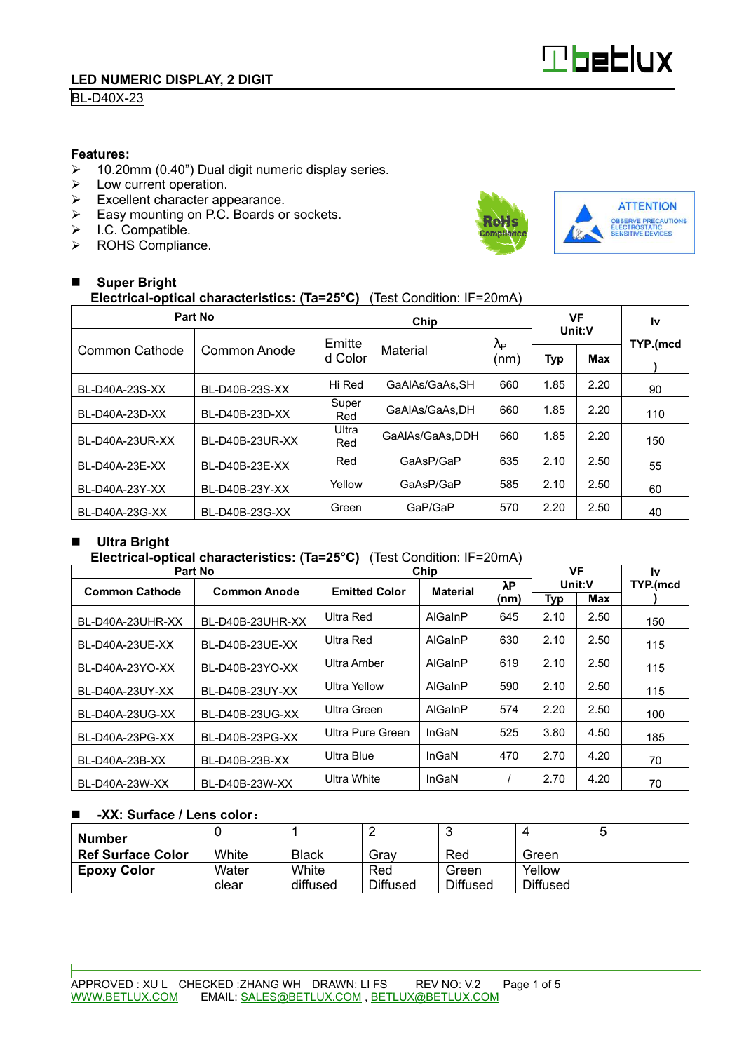# LED NUMERIC DISPLAY, 2 DIGIT

BL-D40X-23

**Features:**

- 10.20mm (0.40") Dual digit numeric display series.
- Low current operation.
- Excellent character appearance.
- Easy mounting on P.C. Boards or sockets.
- I.C. Compatible.
- ROHS Compliance.

RoHS Compliance

ATTENTION
OBSERVE PRECAUTIONS
ELECTROSTATIC
SENSITIVE DEVICES

## Super Bright

**Electrical-optical characteristics: (Ta=25°C)** (Test Condition: IF=20mA)

| Part No | | Chip | | | VF Unit:V | | Iv |
|---|---|---|---|---|---|---|---|
| Common Cathode | Common Anode | Emitted Color | Material | λP (nm) | Typ | Max | TYP.(mcd) |
| BL-D40A-23S-XX | BL-D40B-23S-XX | Hi Red | GaAlAs/GaAs,SH | 660 | 1.85 | 2.20 | 90 |
| BL-D40A-23D-XX | BL-D40B-23D-XX | Super Red | GaAlAs/GaAs,DH | 660 | 1.85 | 2.20 | 110 |
| BL-D40A-23UR-XX | BL-D40B-23UR-XX | Ultra Red | GaAlAs/GaAs,DDH | 660 | 1.85 | 2.20 | 150 |
| BL-D40A-23E-XX | BL-D40B-23E-XX | Red | GaAsP/GaP | 635 | 2.10 | 2.50 | 55 |
| BL-D40A-23Y-XX | BL-D40B-23Y-XX | Yellow | GaAsP/GaP | 585 | 2.10 | 2.50 | 60 |
| BL-D40A-23G-XX | BL-D40B-23G-XX | Green | GaP/GaP | 570 | 2.20 | 2.50 | 40 |

## Ultra Bright

**Electrical-optical characteristics: (Ta=25°C)** (Test Condition: IF=20mA)

| Part No | | Chip | | | VF Unit:V | | Iv |
|---|---|---|---|---|---|---|---|
| **Common Cathode** | **Common Anode** | **Emitted Color** | **Material** | **λP (nm)** | **Typ** | **Max** | **TYP.(mcd)** |
| BL-D40A-23UHR-XX | BL-D40B-23UHR-XX | Ultra Red | AlGaInP | 645 | 2.10 | 2.50 | 150 |
| BL-D40A-23UE-XX | BL-D40B-23UE-XX | Ultra Red | AlGaInP | 630 | 2.10 | 2.50 | 115 |
| BL-D40A-23YO-XX | BL-D40B-23YO-XX | Ultra Amber | AlGaInP | 619 | 2.10 | 2.50 | 115 |
| BL-D40A-23UY-XX | BL-D40B-23UY-XX | Ultra Yellow | AlGaInP | 590 | 2.10 | 2.50 | 115 |
| BL-D40A-23UG-XX | BL-D40B-23UG-XX | Ultra Green | AlGaInP | 574 | 2.20 | 2.50 | 100 |
| BL-D40A-23PG-XX | BL-D40B-23PG-XX | Ultra Pure Green | InGaN | 525 | 3.80 | 4.50 | 185 |
| BL-D40A-23B-XX | BL-D40B-23B-XX | Ultra Blue | InGaN | 470 | 2.70 | 4.20 | 70 |
| BL-D40A-23W-XX | BL-D40B-23W-XX | Ultra White | InGaN | / | 2.70 | 4.20 | 70 |

## -XX: Surface / Lens color:

| **Number** | 0 | 1 | 2 | 3 | 4 | 5 |
|---|---|---|---|---|---|---|
| **Ref Surface Color** | White | Black | Gray | Red | Green | |
| **Epoxy Color** | Water clear | White diffused | Red Diffused | Green Diffused | Yellow Diffused | |

APPROVED : XU L CHECKED :ZHANG WH DRAWN: LI FS REV NO: V.2

WWW.BETLUX.COM EMAIL: SALES@BETLUX.COM , BETLUX@BETLUX.COM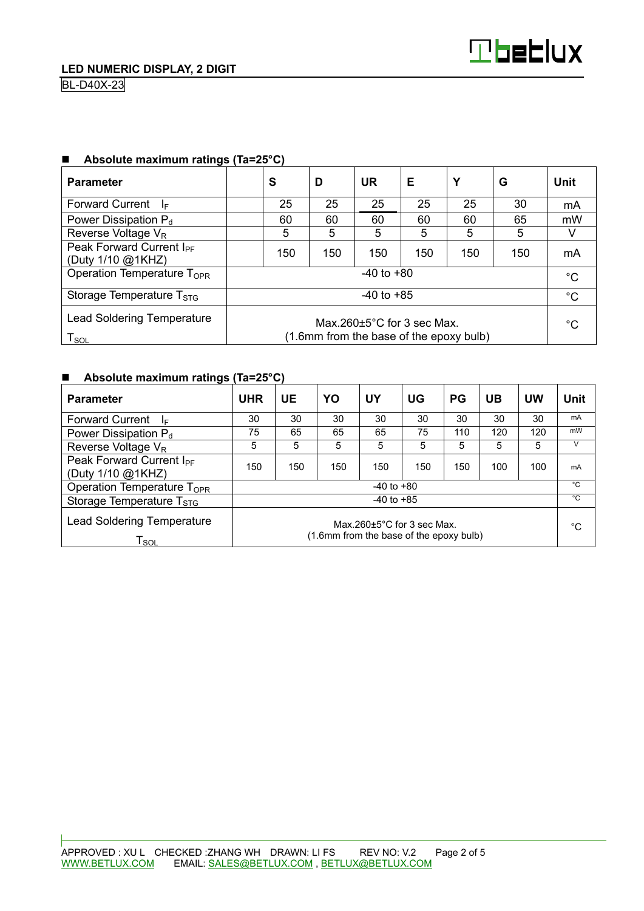■ **Absolute maximum ratings (Ta=25°C)**

| Parameter | | S | D | UR | E | Y | G | Unit |
|---|---|---|---|---|---|---|---|---|
| Forward Current $I_F$ | | 25 | 25 | 25 | 25 | 25 | 30 | mA |
| Power Dissipation $P_d$ | | 60 | 60 | 60 | 60 | 60 | 65 | mW |
| Reverse Voltage $V_R$ | | 5 | 5 | 5 | 5 | 5 | 5 | V |
| Peak Forward Current $I_{PF}$ (Duty 1/10 @1KHZ) | | 150 | 150 | 150 | 150 | 150 | 150 | mA |
| Operation Temperature $T_{OPR}$ | -40 to +80 | | | | | | | °C |
| Storage Temperature $T_{STG}$ | -40 to +85 | | | | | | | °C |
| Lead Soldering Temperature $T_{SOL}$ | Max.260±5°C for 3 sec Max. (1.6mm from the base of the epoxy bulb) | | | | | | | °C |

■ **Absolute maximum ratings (Ta=25°C)**

| Parameter | UHR | UE | YO | UY | UG | PG | UB | UW | Unit |
|---|---|---|---|---|---|---|---|---|---|
| Forward Current $I_F$ | 30 | 30 | 30 | 30 | 30 | 30 | 30 | 30 | mA |
| Power Dissipation $P_d$ | 75 | 65 | 65 | 65 | 75 | 110 | 120 | 120 | mW |
| Reverse Voltage $V_R$ | 5 | 5 | 5 | 5 | 5 | 5 | 5 | 5 | V |
| Peak Forward Current $I_{PF}$ (Duty 1/10 @1KHZ) | 150 | 150 | 150 | 150 | 150 | 150 | 100 | 100 | mA |
| Operation Temperature $T_{OPR}$ | -40 to +80 | | | | | | | | °C |
| Storage Temperature $T_{STG}$ | -40 to +85 | | | | | | | | °C |
| Lead Soldering Temperature $T_{SOL}$ | Max.260±5°C for 3 sec Max. (1.6mm from the base of the epoxy bulb) | | | | | | | | °C |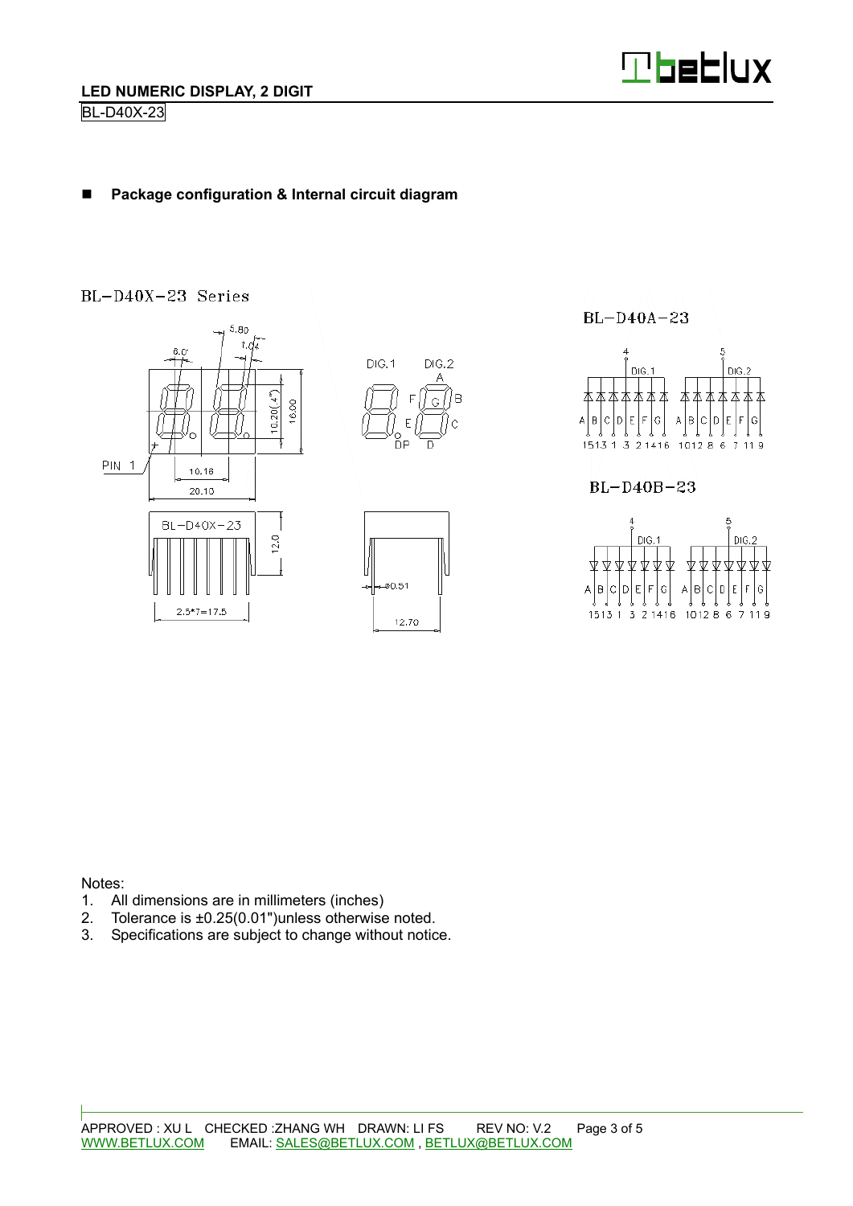## Package configuration & Internal circuit diagram

BL-D40X-23 Series

BL-D40A-23

BL-D40B-23

Notes:
1. All dimensions are in millimeters (inches)
2. Tolerance is ±0.25(0.01")unless otherwise noted.
3. Specifications are subject to change without notice.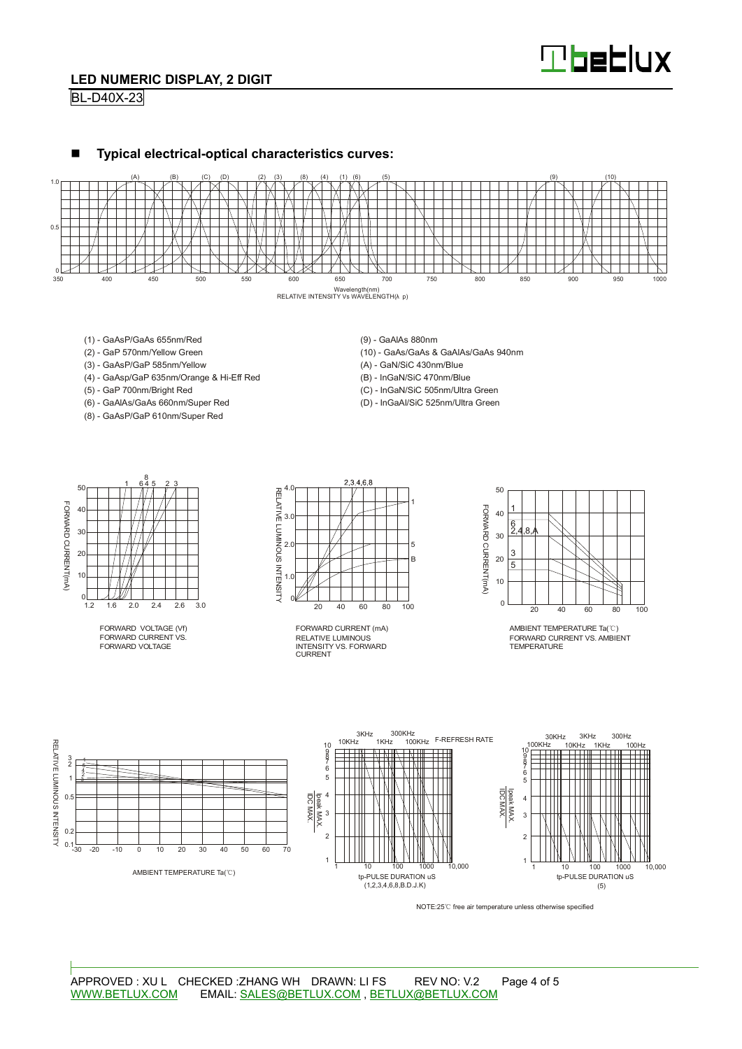## Typical electrical-optical characteristics curves:

RELATIVE INTENSITY Vs WAVELENGTH(λ p)

- (1) - GaAsP/GaAs 655nm/Red
- (2) - GaP 570nm/Yellow Green
- (3) - GaAsP/GaP 585nm/Yellow
- (4) - GaAsp/GaP 635nm/Orange & Hi-Eff Red
- (5) - GaP 700nm/Bright Red
- (6) - GaAlAs/GaAs 660nm/Super Red
- (8) - GaAsP/GaP 610nm/Super Red
- (9) - GaAlAs 880nm
- (10) - GaAs/GaAs & GaAlAs/GaAs 940nm
- (A) - GaN/SiC 430nm/Blue
- (B) - InGaN/SiC 470nm/Blue
- (C) - InGaN/SiC 505nm/Ultra Green
- (D) - InGaAl/SiC 525nm/Ultra Green

FORWARD VOLTAGE (Vf)
FORWARD CURRENT VS. FORWARD VOLTAGE

FORWARD CURRENT (mA)
RELATIVE LUMINOUS INTENSITY VS. FORWARD CURRENT

AMBIENT TEMPERATURE Ta(℃)
FORWARD CURRENT VS. AMBIENT TEMPERATURE

AMBIENT TEMPERATURE Ta(℃)

tp-PULSE DURATION uS
(1,2,3,4,6,8,B.D.J.K)

tp-PULSE DURATION uS
(5)

NOTE:25℃ free air temperature unless otherwise specified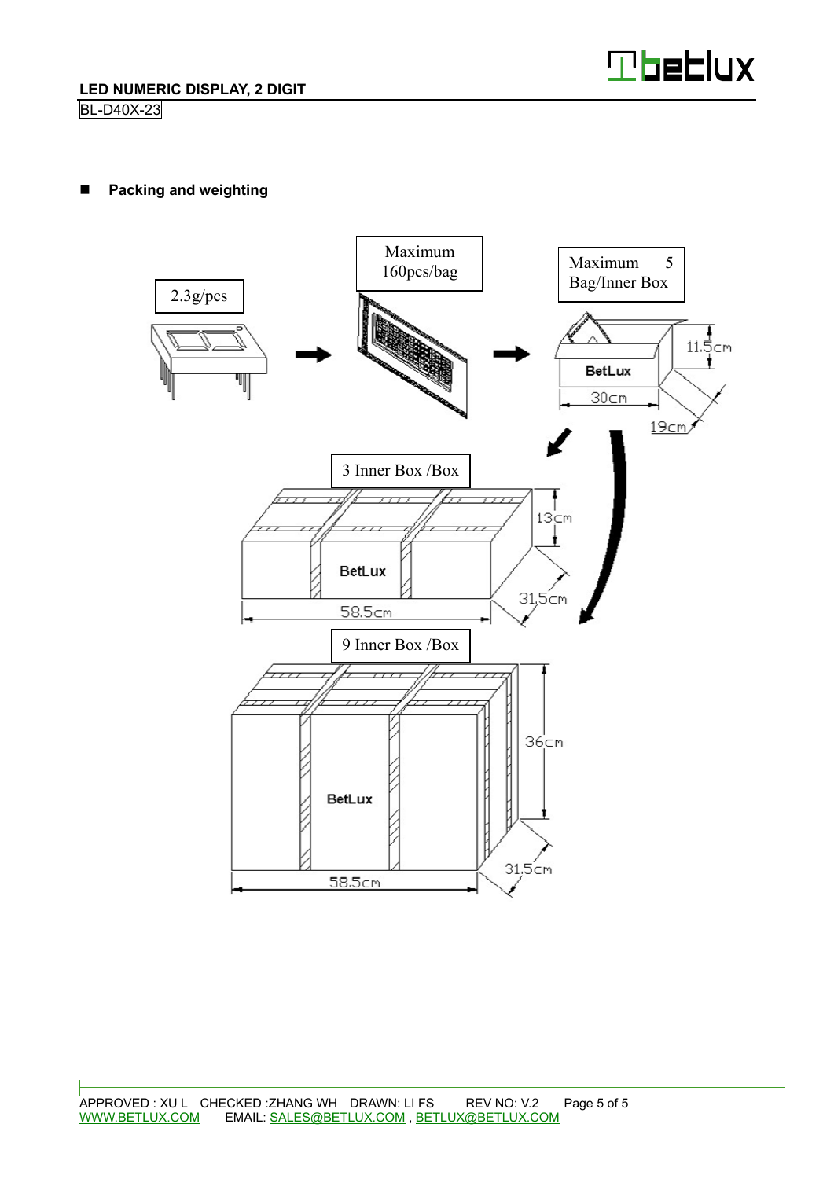## Packing and weighting

2.3g/pcs

Maximum 160pcs/bag

Maximum 5 Bag/Inner Box

BetLux

11.5cm

30cm

19cm

3 Inner Box /Box

13cm

BetLux

31.5cm

58.5cm

9 Inner Box /Box

36cm

BetLux

31.5cm

58.5cm